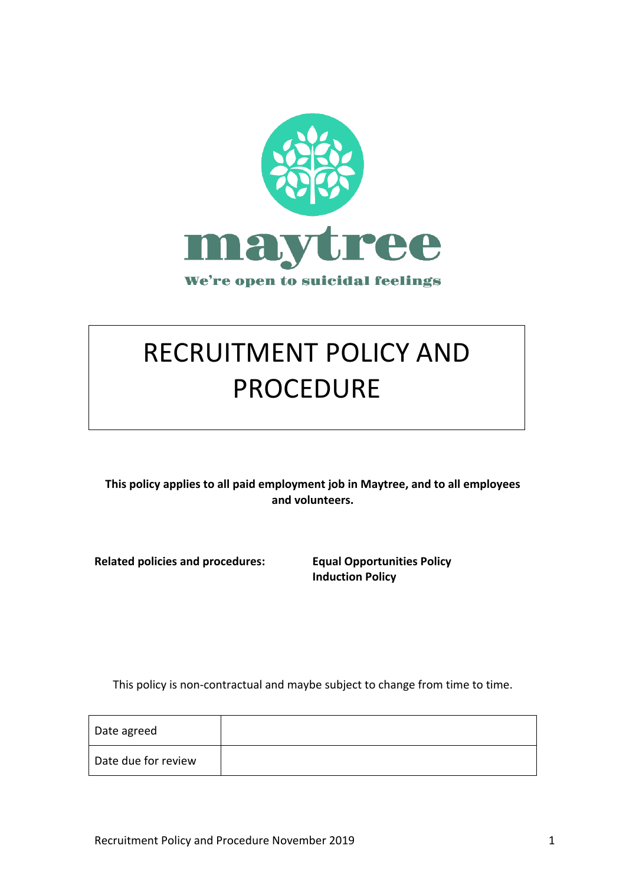maytree

We're open to suicidal feelings

# RECRUITMENT POLICY AND PROCEDURE

**This policy applies to all paid employment job in Maytree, and to all employees and volunteers.**

**Related policies and procedures:** **Equal Opportunities Policy**
**Induction Policy**

This policy is non-contractual and maybe subject to change from time to time.

| Date agreed | |
|---|---|
| Date due for review | |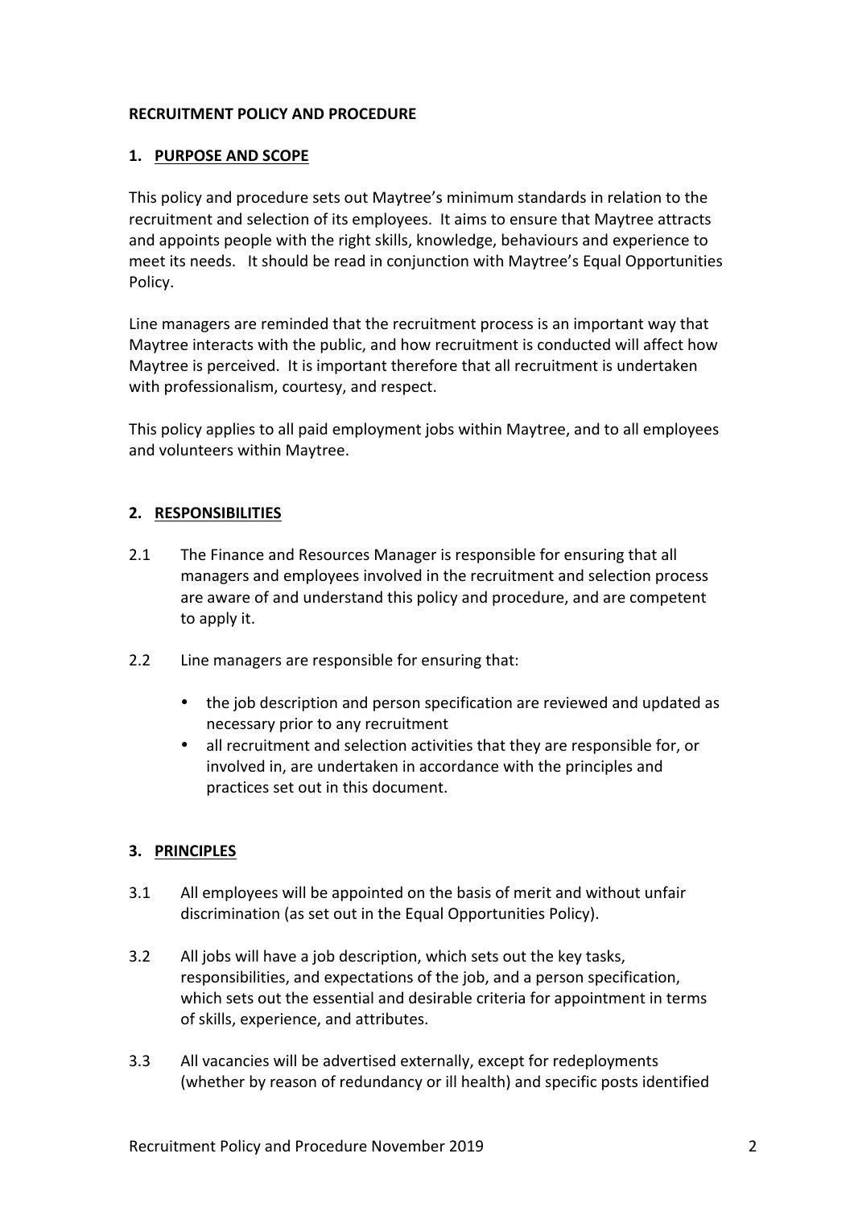**RECRUITMENT POLICY AND PROCEDURE**

**1. PURPOSE AND SCOPE**

This policy and procedure sets out Maytree's minimum standards in relation to the recruitment and selection of its employees. It aims to ensure that Maytree attracts and appoints people with the right skills, knowledge, behaviours and experience to meet its needs. It should be read in conjunction with Maytree's Equal Opportunities Policy.

Line managers are reminded that the recruitment process is an important way that Maytree interacts with the public, and how recruitment is conducted will affect how Maytree is perceived. It is important therefore that all recruitment is undertaken with professionalism, courtesy, and respect.

This policy applies to all paid employment jobs within Maytree, and to all employees and volunteers within Maytree.

**2. RESPONSIBILITIES**

2.1 The Finance and Resources Manager is responsible for ensuring that all managers and employees involved in the recruitment and selection process are aware of and understand this policy and procedure, and are competent to apply it.

2.2 Line managers are responsible for ensuring that:

- the job description and person specification are reviewed and updated as necessary prior to any recruitment
- all recruitment and selection activities that they are responsible for, or involved in, are undertaken in accordance with the principles and practices set out in this document.

**3. PRINCIPLES**

3.1 All employees will be appointed on the basis of merit and without unfair discrimination (as set out in the Equal Opportunities Policy).

3.2 All jobs will have a job description, which sets out the key tasks, responsibilities, and expectations of the job, and a person specification, which sets out the essential and desirable criteria for appointment in terms of skills, experience, and attributes.

3.3 All vacancies will be advertised externally, except for redeployments (whether by reason of redundancy or ill health) and specific posts identified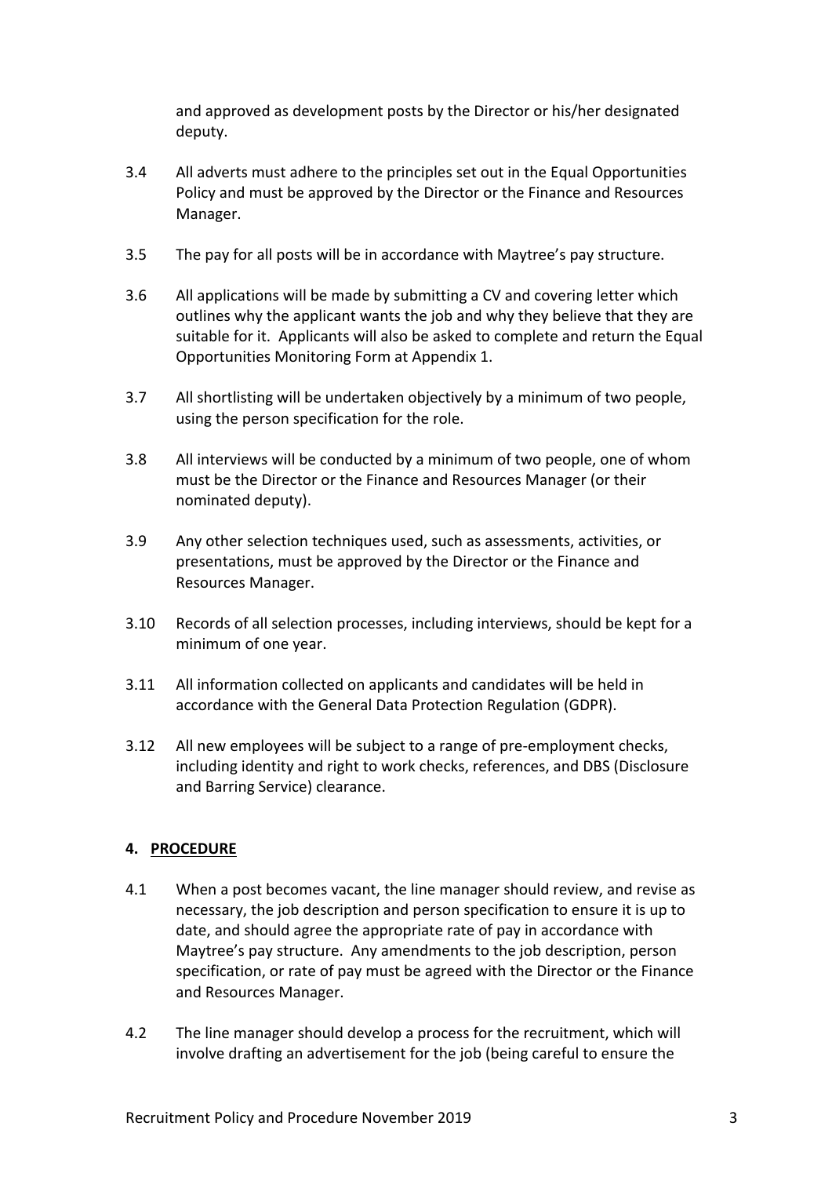and approved as development posts by the Director or his/her designated deputy.

3.4 All adverts must adhere to the principles set out in the Equal Opportunities Policy and must be approved by the Director or the Finance and Resources Manager.

3.5 The pay for all posts will be in accordance with Maytree's pay structure.

3.6 All applications will be made by submitting a CV and covering letter which outlines why the applicant wants the job and why they believe that they are suitable for it. Applicants will also be asked to complete and return the Equal Opportunities Monitoring Form at Appendix 1.

3.7 All shortlisting will be undertaken objectively by a minimum of two people, using the person specification for the role.

3.8 All interviews will be conducted by a minimum of two people, one of whom must be the Director or the Finance and Resources Manager (or their nominated deputy).

3.9 Any other selection techniques used, such as assessments, activities, or presentations, must be approved by the Director or the Finance and Resources Manager.

3.10 Records of all selection processes, including interviews, should be kept for a minimum of one year.

3.11 All information collected on applicants and candidates will be held in accordance with the General Data Protection Regulation (GDPR).

3.12 All new employees will be subject to a range of pre-employment checks, including identity and right to work checks, references, and DBS (Disclosure and Barring Service) clearance.

## 4. PROCEDURE

4.1 When a post becomes vacant, the line manager should review, and revise as necessary, the job description and person specification to ensure it is up to date, and should agree the appropriate rate of pay in accordance with Maytree's pay structure. Any amendments to the job description, person specification, or rate of pay must be agreed with the Director or the Finance and Resources Manager.

4.2 The line manager should develop a process for the recruitment, which will involve drafting an advertisement for the job (being careful to ensure the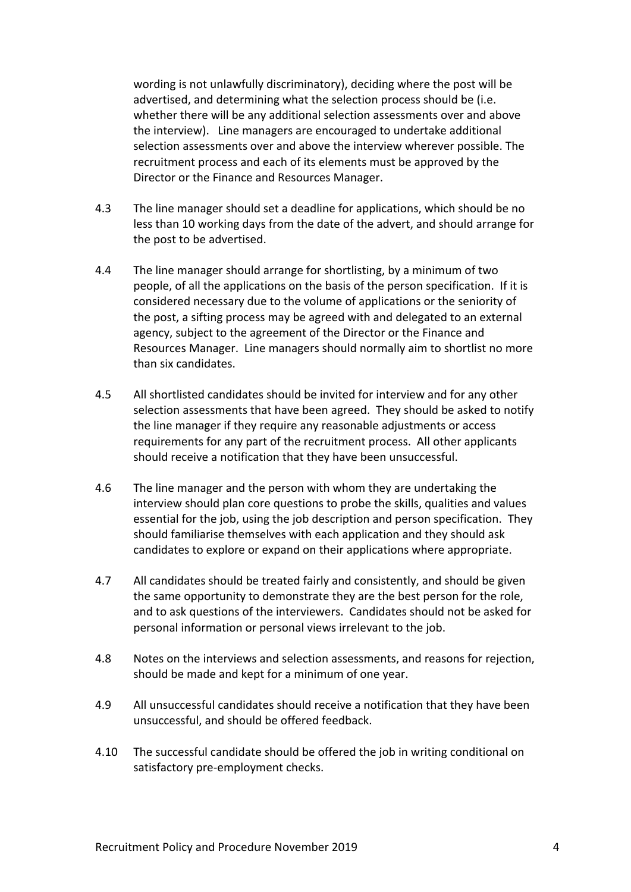wording is not unlawfully discriminatory), deciding where the post will be advertised, and determining what the selection process should be (i.e. whether there will be any additional selection assessments over and above the interview). Line managers are encouraged to undertake additional selection assessments over and above the interview wherever possible. The recruitment process and each of its elements must be approved by the Director or the Finance and Resources Manager.

4.3 The line manager should set a deadline for applications, which should be no less than 10 working days from the date of the advert, and should arrange for the post to be advertised.

4.4 The line manager should arrange for shortlisting, by a minimum of two people, of all the applications on the basis of the person specification. If it is considered necessary due to the volume of applications or the seniority of the post, a sifting process may be agreed with and delegated to an external agency, subject to the agreement of the Director or the Finance and Resources Manager. Line managers should normally aim to shortlist no more than six candidates.

4.5 All shortlisted candidates should be invited for interview and for any other selection assessments that have been agreed. They should be asked to notify the line manager if they require any reasonable adjustments or access requirements for any part of the recruitment process. All other applicants should receive a notification that they have been unsuccessful.

4.6 The line manager and the person with whom they are undertaking the interview should plan core questions to probe the skills, qualities and values essential for the job, using the job description and person specification. They should familiarise themselves with each application and they should ask candidates to explore or expand on their applications where appropriate.

4.7 All candidates should be treated fairly and consistently, and should be given the same opportunity to demonstrate they are the best person for the role, and to ask questions of the interviewers. Candidates should not be asked for personal information or personal views irrelevant to the job.

4.8 Notes on the interviews and selection assessments, and reasons for rejection, should be made and kept for a minimum of one year.

4.9 All unsuccessful candidates should receive a notification that they have been unsuccessful, and should be offered feedback.

4.10 The successful candidate should be offered the job in writing conditional on satisfactory pre-employment checks.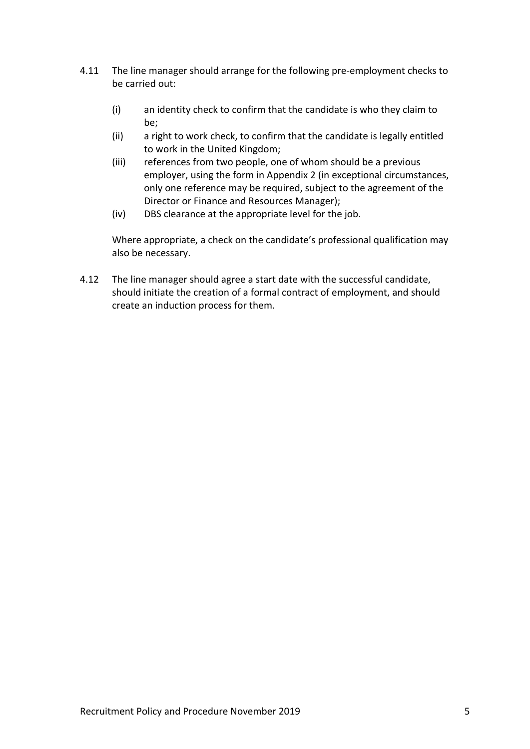4.11 The line manager should arrange for the following pre-employment checks to be carried out:

   (i) an identity check to confirm that the candidate is who they claim to be;
   (ii) a right to work check, to confirm that the candidate is legally entitled to work in the United Kingdom;
   (iii) references from two people, one of whom should be a previous employer, using the form in Appendix 2 (in exceptional circumstances, only one reference may be required, subject to the agreement of the Director or Finance and Resources Manager);
   (iv) DBS clearance at the appropriate level for the job.

   Where appropriate, a check on the candidate's professional qualification may also be necessary.

4.12 The line manager should agree a start date with the successful candidate, should initiate the creation of a formal contract of employment, and should create an induction process for them.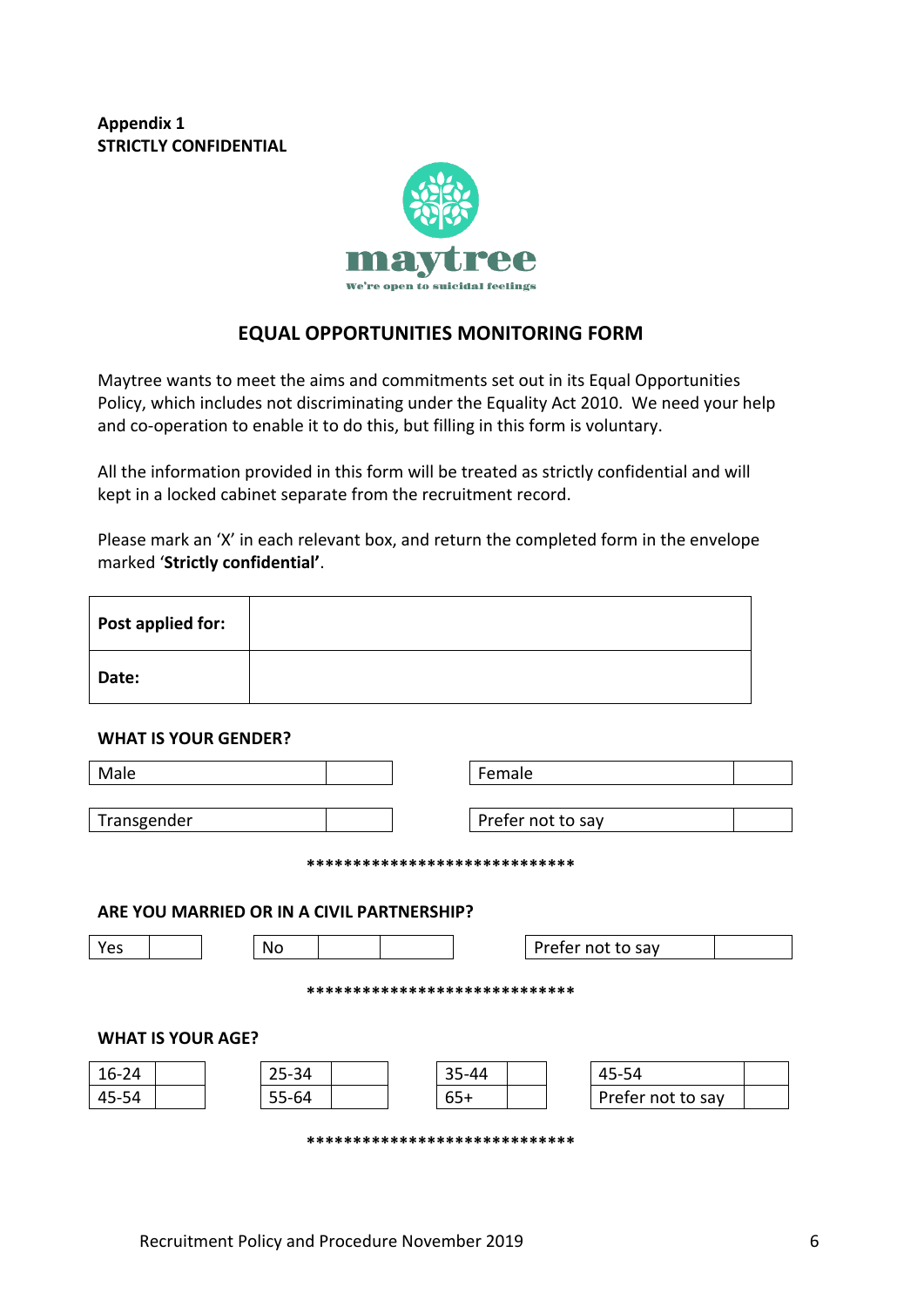**Appendix 1**
**STRICTLY CONFIDENTIAL**

maytree
We're open to suicidal feelings

## EQUAL OPPORTUNITIES MONITORING FORM

Maytree wants to meet the aims and commitments set out in its Equal Opportunities Policy, which includes not discriminating under the Equality Act 2010. We need your help and co-operation to enable it to do this, but filling in this form is voluntary.

All the information provided in this form will be treated as strictly confidential and will kept in a locked cabinet separate from the recruitment record.

Please mark an 'X' in each relevant box, and return the completed form in the envelope marked '**Strictly confidential'**.

| **Post applied for:** | |
|---|---|
| **Date:** | |

### WHAT IS YOUR GENDER?

| | | | |
|---|---|---|---|
| Male | | Female | |
| Transgender | | Prefer not to say | |

*****************************

### ARE YOU MARRIED OR IN A CIVIL PARTNERSHIP?

| | | | | | | |
|---|---|---|---|---|---|---|
| Yes | | No | | | Prefer not to say | |

*****************************

### WHAT IS YOUR AGE?

| | | | | | | | |
|---|---|---|---|---|---|---|---|
| 16-24 | | 25-34 | | 35-44 | | 45-54 | |
| 45-54 | | 55-64 | | 65+ | | Prefer not to say | |

*****************************

Recruitment Policy and Procedure November 2019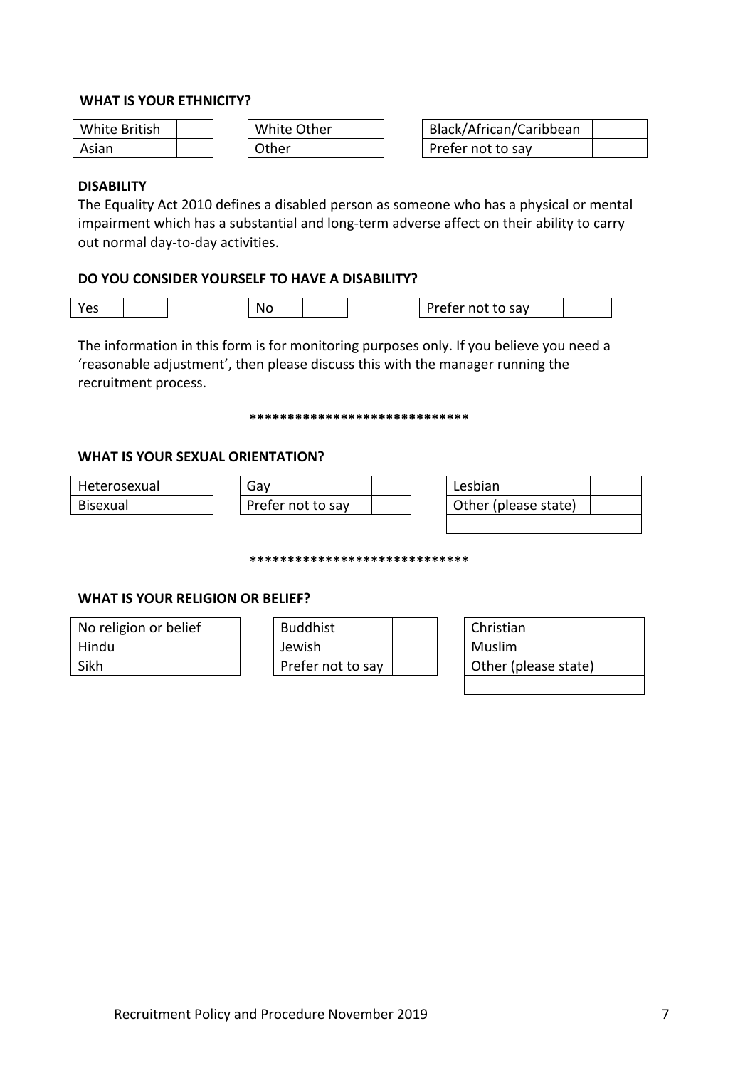**WHAT IS YOUR ETHNICITY?**

| | | | | | |
|---|---|---|---|---|---|
| White British | | White Other | | Black/African/Caribbean | |
| Asian | | Other | | Prefer not to say | |

**DISABILITY**

The Equality Act 2010 defines a disabled person as someone who has a physical or mental impairment which has a substantial and long-term adverse affect on their ability to carry out normal day-to-day activities.

**DO YOU CONSIDER YOURSELF TO HAVE A DISABILITY?**

| | | | | | |
|---|---|---|---|---|---|
| Yes | | No | | Prefer not to say | |

The information in this form is for monitoring purposes only. If you believe you need a 'reasonable adjustment', then please discuss this with the manager running the recruitment process.

*****************************

**WHAT IS YOUR SEXUAL ORIENTATION?**

| | | | | | |
|---|---|---|---|---|---|
| Heterosexual | | Gay | | Lesbian | |
| Bisexual | | Prefer not to say | | Other (please state) | |
| | | | | | |

*****************************

**WHAT IS YOUR RELIGION OR BELIEF?**

| | | | | | |
|---|---|---|---|---|---|
| No religion or belief | | Buddhist | | Christian | |
| Hindu | | Jewish | | Muslim | |
| Sikh | | Prefer not to say | | Other (please state) | |
| | | | | | |

Recruitment Policy and Procedure November 2019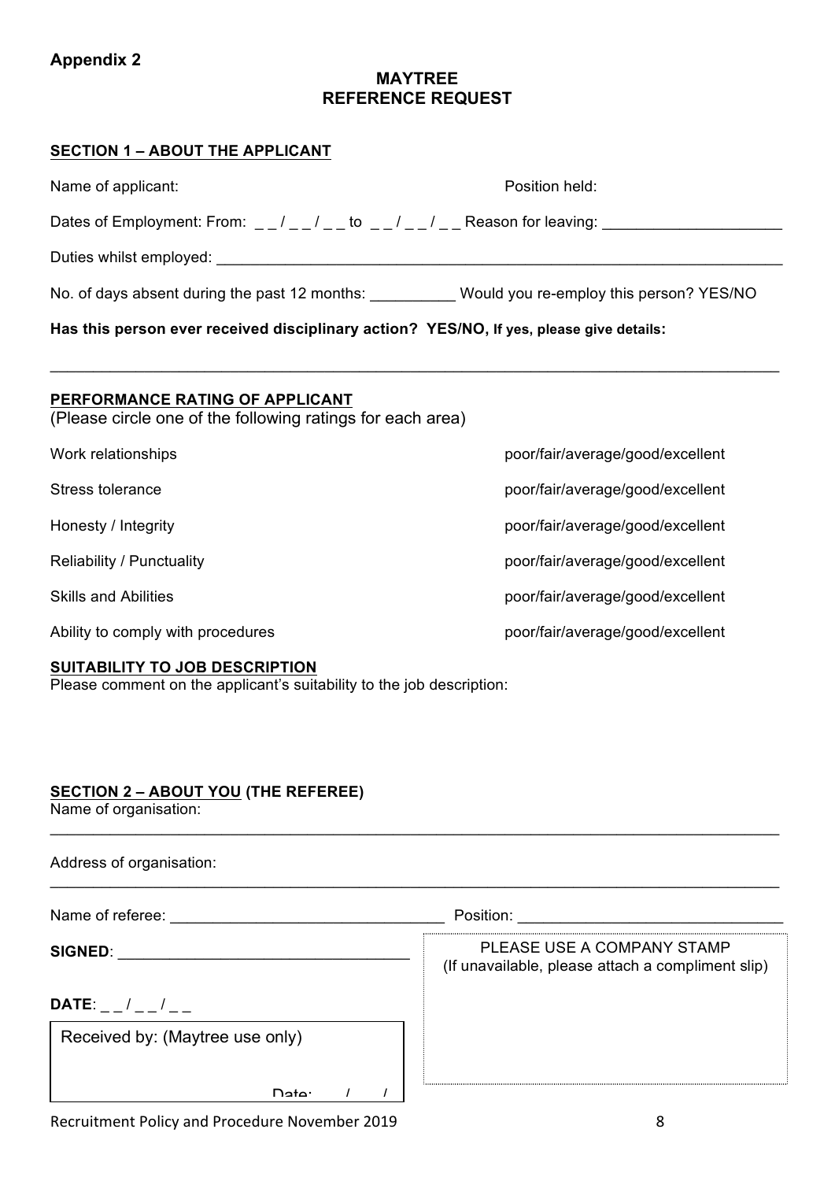**Appendix 2**

## MAYTREE
## REFERENCE REQUEST

**SECTION 1 – ABOUT THE APPLICANT**

Name of applicant: Position held:

Dates of Employment: From: _ _ / _ _ / _ _ to _ _ / _ _ / _ _ Reason for leaving: ____________________

Duties whilst employed: ____________________________________________________________________

No. of days absent during the past 12 months: __________ Would you re-employ this person? YES/NO

**Has this person ever received disciplinary action? YES/NO, If yes, please give details:**

_____________________________________________________________________________________

**PERFORMANCE RATING OF APPLICANT**

(Please circle one of the following ratings for each area)

| | |
|---|---|
| Work relationships | poor/fair/average/good/excellent |
| Stress tolerance | poor/fair/average/good/excellent |
| Honesty / Integrity | poor/fair/average/good/excellent |
| Reliability / Punctuality | poor/fair/average/good/excellent |
| Skills and Abilities | poor/fair/average/good/excellent |
| Ability to comply with procedures | poor/fair/average/good/excellent |

**SUITABILITY TO JOB DESCRIPTION**

Please comment on the applicant's suitability to the job description:

**SECTION 2 – ABOUT YOU (THE REFEREE)**

Name of organisation:

_____________________________________________________________________________________

Address of organisation:

_____________________________________________________________________________________

Name of referee: _______________________________ Position: _______________________________

**SIGNED**: _________________________________

PLEASE USE A COMPANY STAMP
(If unavailable, please attach a compliment slip)

**DATE**: _ _ / _ _ / _ _

Received by: (Maytree use only)

Date: / /

Recruitment Policy and Procedure November 2019